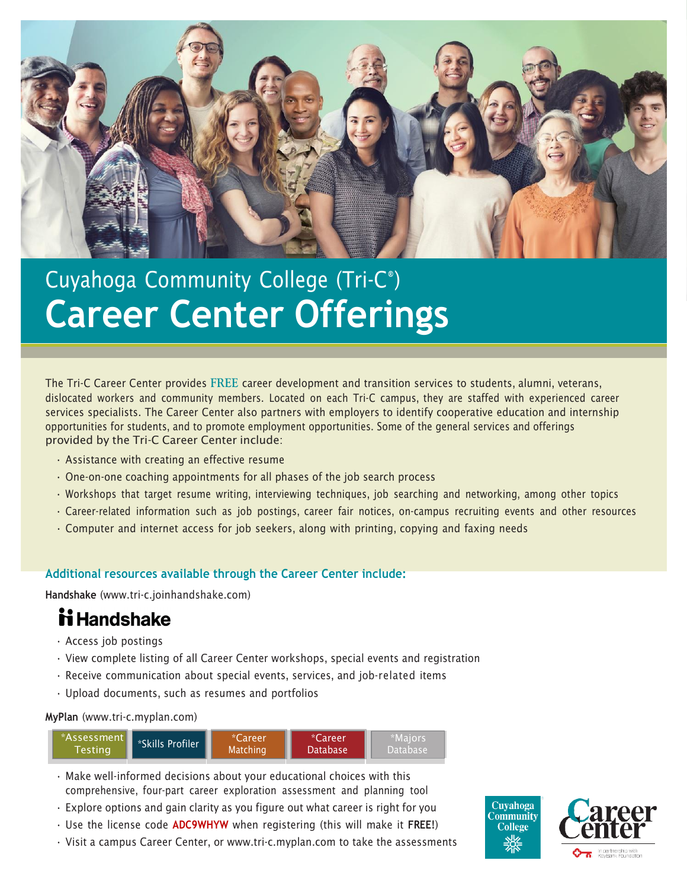Cuyahoga Community College (Tri-C®)

# Career Center Offerings

The Tri-C Career Center provides FREE career development and transition services to students, alumni, veterans, dislocated workers and community members. Located on each Tri-C campus, they are staffed with experienced career services specialists. The Career Center also partners with employers to identify cooperative education and internship opportunities for students, and to promote employment opportunities. Some of the general services and offerings provided by the Tri-C Career Center include:

- Assistance with creating an effective resume
- One-on-one coaching appointments for all phases of the job search process
- Workshops that target resume writing, interviewing techniques, job searching and networking, among other topics
- Career-related information such as job postings, career fair notices, on-campus recruiting events and other resources
- Computer and internet access for job seekers, along with printing, copying and faxing needs

## Additional resources available through the Career Center include:

**Handshake** (www.tri-c.joinhandshake.com)

Handshake

- Access job postings
- View complete listing of all Career Center workshops, special events and registration
- Receive communication about special events, services, and job-related items
- Upload documents, such as resumes and portfolios

**MyPlan** (www.tri-c.myplan.com)

*Assessment Testing | *Skills Profiler | *Career Matching | *Career Database | *Majors Database

- Make well-informed decisions about your educational choices with this comprehensive, four-part career exploration assessment and planning tool
- Explore options and gain clarity as you figure out what career is right for you
- Use the license code **ADC9WHYW** when registering (this will make it **FREE!**)
- Visit a campus Career Center, or www.tri-c.myplan.com to take the assessments

Cuyahoga Community College

Career Center

In partnership with KeyBank Foundation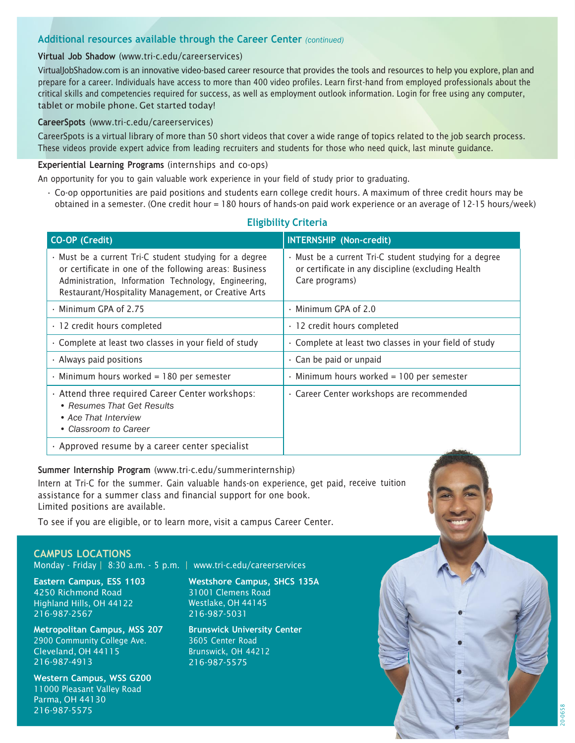## Additional resources available through the Career Center *(continued)*

**Virtual Job Shadow** (www.tri-c.edu/careerservices)

VirtualJobShadow.com is an innovative video-based career resource that provides the tools and resources to help you explore, plan and prepare for a career. Individuals have access to more than 400 video profiles. Learn first-hand from employed professionals about the critical skills and competencies required for success, as well as employment outlook information. Login for free using any computer, tablet or mobile phone. Get started today!

**CareerSpots** (www.tri-c.edu/careerservices)

CareerSpots is a virtual library of more than 50 short videos that cover a wide range of topics related to the job search process. These videos provide expert advice from leading recruiters and students for those who need quick, last minute guidance.

**Experiential Learning Programs** (internships and co-ops)

An opportunity for you to gain valuable work experience in your field of study prior to graduating.

- Co-op opportunities are paid positions and students earn college credit hours. A maximum of three credit hours may be obtained in a semester. (One credit hour = 180 hours of hands-on paid work experience or an average of 12-15 hours/week)

### Eligibility Criteria

| CO-OP (Credit) | INTERNSHIP (Non-credit) |
|---|---|
| · Must be a current Tri-C student studying for a degree or certificate in one of the following areas: Business Administration, Information Technology, Engineering, Restaurant/Hospitality Management, or Creative Arts | · Must be a current Tri-C student studying for a degree or certificate in any discipline (excluding Health Care programs) |
| · Minimum GPA of 2.75 | · Minimum GPA of 2.0 |
| · 12 credit hours completed | · 12 credit hours completed |
| · Complete at least two classes in your field of study | · Complete at least two classes in your field of study |
| · Always paid positions | · Can be paid or unpaid |
| · Minimum hours worked = 180 per semester | · Minimum hours worked = 100 per semester |
| · Attend three required Career Center workshops: • *Resumes That Get Results* • *Ace That Interview* • *Classroom to Career* | · Career Center workshops are recommended |
| · Approved resume by a career center specialist | |

**Summer Internship Program** (www.tri-c.edu/summerinternship)

Intern at Tri-C for the summer. Gain valuable hands-on experience, get paid, receive tuition assistance for a summer class and financial support for one book.
Limited positions are available.

To see if you are eligible, or to learn more, visit a campus Career Center.

## CAMPUS LOCATIONS

Monday - Friday | 8:30 a.m. - 5 p.m. | www.tri-c.edu/careerservices

**Eastern Campus, ESS 1103**
4250 Richmond Road
Highland Hills, OH 44122
216-987-2567

**Metropolitan Campus, MSS 207**
2900 Community College Ave.
Cleveland, OH 44115
216-987-4913

**Western Campus, WSS G200**
11000 Pleasant Valley Road
Parma, OH 44130
216-987-5575

**Westshore Campus, SHCS 135A**
31001 Clemens Road
Westlake, OH 44145
216-987-5031

**Brunswick University Center**
3605 Center Road
Brunswick, OH 44212
216-987-5575

20-0658